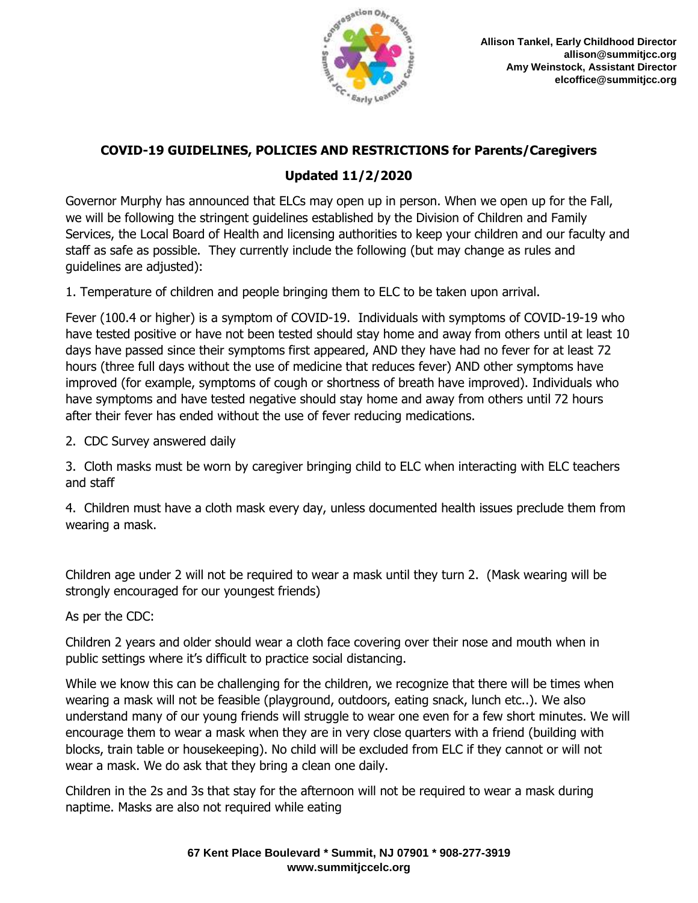Allison Tankel, Early Childhood Director
allison@summitjcc.org
Amy Weinstock, Assistant Director
elcoffice@summitjcc.org

## COVID-19 GUIDELINES, POLICIES AND RESTRICTIONS for Parents/Caregivers

**Updated 11/2/2020**

Governor Murphy has announced that ELCs may open up in person. When we open up for the Fall, we will be following the stringent guidelines established by the Division of Children and Family Services, the Local Board of Health and licensing authorities to keep your children and our faculty and staff as safe as possible. They currently include the following (but may change as rules and guidelines are adjusted):

1. Temperature of children and people bringing them to ELC to be taken upon arrival.

Fever (100.4 or higher) is a symptom of COVID-19. Individuals with symptoms of COVID-19-19 who have tested positive or have not been tested should stay home and away from others until at least 10 days have passed since their symptoms first appeared, AND they have had no fever for at least 72 hours (three full days without the use of medicine that reduces fever) AND other symptoms have improved (for example, symptoms of cough or shortness of breath have improved). Individuals who have symptoms and have tested negative should stay home and away from others until 72 hours after their fever has ended without the use of fever reducing medications.

2. CDC Survey answered daily

3. Cloth masks must be worn by caregiver bringing child to ELC when interacting with ELC teachers and staff

4. Children must have a cloth mask every day, unless documented health issues preclude them from wearing a mask.

Children age under 2 will not be required to wear a mask until they turn 2. (Mask wearing will be strongly encouraged for our youngest friends)

As per the CDC:

Children 2 years and older should wear a cloth face covering over their nose and mouth when in public settings where it's difficult to practice social distancing.

While we know this can be challenging for the children, we recognize that there will be times when wearing a mask will not be feasible (playground, outdoors, eating snack, lunch etc..). We also understand many of our young friends will struggle to wear one even for a few short minutes. We will encourage them to wear a mask when they are in very close quarters with a friend (building with blocks, train table or housekeeping). No child will be excluded from ELC if they cannot or will not wear a mask. We do ask that they bring a clean one daily.

Children in the 2s and 3s that stay for the afternoon will not be required to wear a mask during naptime. Masks are also not required while eating

67 Kent Place Boulevard * Summit, NJ 07901 * 908-277-3919
www.summitjccelc.org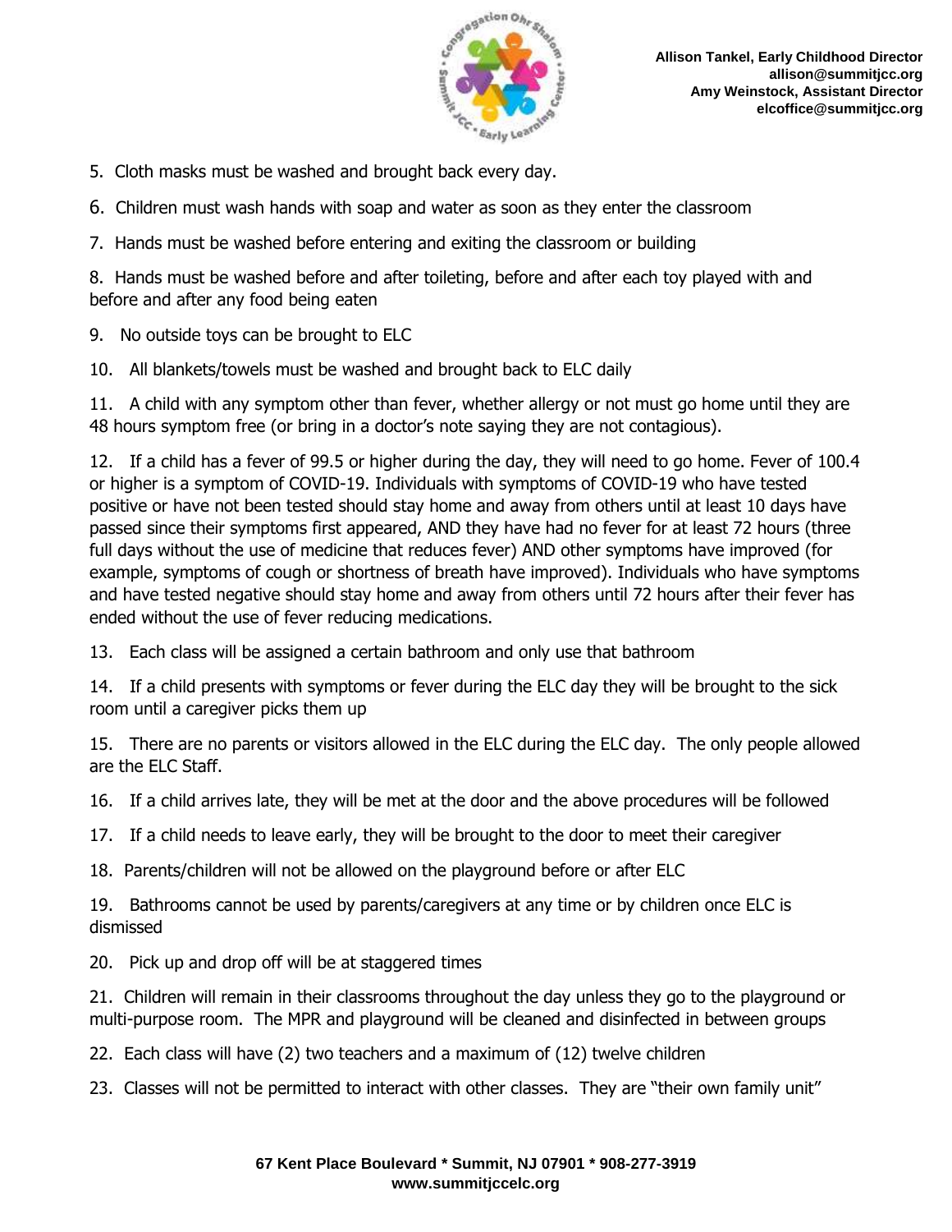5. Cloth masks must be washed and brought back every day.

6. Children must wash hands with soap and water as soon as they enter the classroom

7. Hands must be washed before entering and exiting the classroom or building

8. Hands must be washed before and after toileting, before and after each toy played with and before and after any food being eaten

9. No outside toys can be brought to ELC

10. All blankets/towels must be washed and brought back to ELC daily

11. A child with any symptom other than fever, whether allergy or not must go home until they are 48 hours symptom free (or bring in a doctor's note saying they are not contagious).

12. If a child has a fever of 99.5 or higher during the day, they will need to go home. Fever of 100.4 or higher is a symptom of COVID-19. Individuals with symptoms of COVID-19 who have tested positive or have not been tested should stay home and away from others until at least 10 days have passed since their symptoms first appeared, AND they have had no fever for at least 72 hours (three full days without the use of medicine that reduces fever) AND other symptoms have improved (for example, symptoms of cough or shortness of breath have improved). Individuals who have symptoms and have tested negative should stay home and away from others until 72 hours after their fever has ended without the use of fever reducing medications.

13. Each class will be assigned a certain bathroom and only use that bathroom

14. If a child presents with symptoms or fever during the ELC day they will be brought to the sick room until a caregiver picks them up

15. There are no parents or visitors allowed in the ELC during the ELC day. The only people allowed are the ELC Staff.

16. If a child arrives late, they will be met at the door and the above procedures will be followed

17. If a child needs to leave early, they will be brought to the door to meet their caregiver

18. Parents/children will not be allowed on the playground before or after ELC

19. Bathrooms cannot be used by parents/caregivers at any time or by children once ELC is dismissed

20. Pick up and drop off will be at staggered times

21. Children will remain in their classrooms throughout the day unless they go to the playground or multi-purpose room. The MPR and playground will be cleaned and disinfected in between groups

22. Each class will have (2) two teachers and a maximum of (12) twelve children

23. Classes will not be permitted to interact with other classes. They are "their own family unit"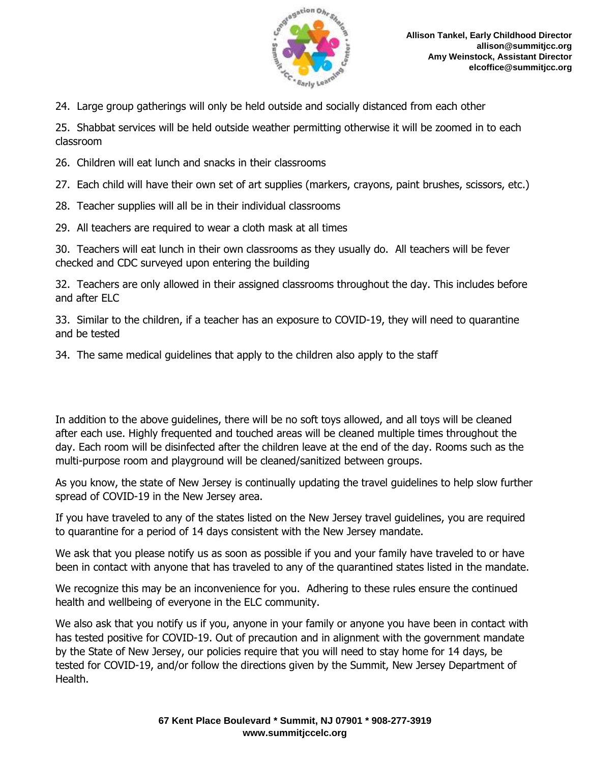24. Large group gatherings will only be held outside and socially distanced from each other

25. Shabbat services will be held outside weather permitting otherwise it will be zoomed in to each classroom

26. Children will eat lunch and snacks in their classrooms

27. Each child will have their own set of art supplies (markers, crayons, paint brushes, scissors, etc.)

28. Teacher supplies will all be in their individual classrooms

29. All teachers are required to wear a cloth mask at all times

30. Teachers will eat lunch in their own classrooms as they usually do. All teachers will be fever checked and CDC surveyed upon entering the building

32. Teachers are only allowed in their assigned classrooms throughout the day. This includes before and after ELC

33. Similar to the children, if a teacher has an exposure to COVID-19, they will need to quarantine and be tested

34. The same medical guidelines that apply to the children also apply to the staff

In addition to the above guidelines, there will be no soft toys allowed, and all toys will be cleaned after each use. Highly frequented and touched areas will be cleaned multiple times throughout the day. Each room will be disinfected after the children leave at the end of the day. Rooms such as the multi-purpose room and playground will be cleaned/sanitized between groups.

As you know, the state of New Jersey is continually updating the travel guidelines to help slow further spread of COVID-19 in the New Jersey area.

If you have traveled to any of the states listed on the New Jersey travel guidelines, you are required to quarantine for a period of 14 days consistent with the New Jersey mandate.

We ask that you please notify us as soon as possible if you and your family have traveled to or have been in contact with anyone that has traveled to any of the quarantined states listed in the mandate.

We recognize this may be an inconvenience for you. Adhering to these rules ensure the continued health and wellbeing of everyone in the ELC community.

We also ask that you notify us if you, anyone in your family or anyone you have been in contact with has tested positive for COVID-19. Out of precaution and in alignment with the government mandate by the State of New Jersey, our policies require that you will need to stay home for 14 days, be tested for COVID-19, and/or follow the directions given by the Summit, New Jersey Department of Health.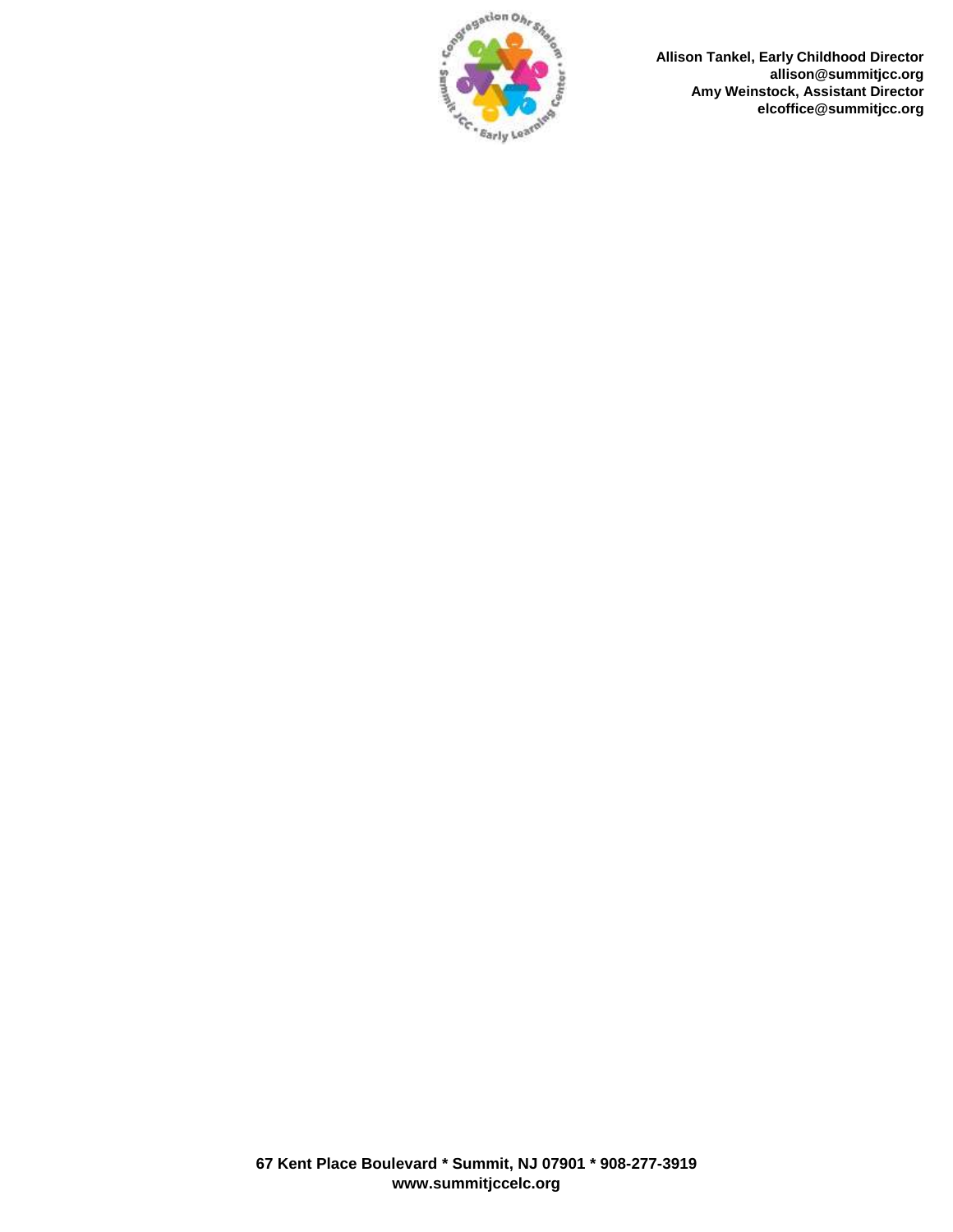Allison Tankel, Early Childhood Director
allison@summitjcc.org
Amy Weinstock, Assistant Director
elcoffice@summitjcc.org

67 Kent Place Boulevard * Summit, NJ 07901 * 908-277-3919
www.summitjccelc.org